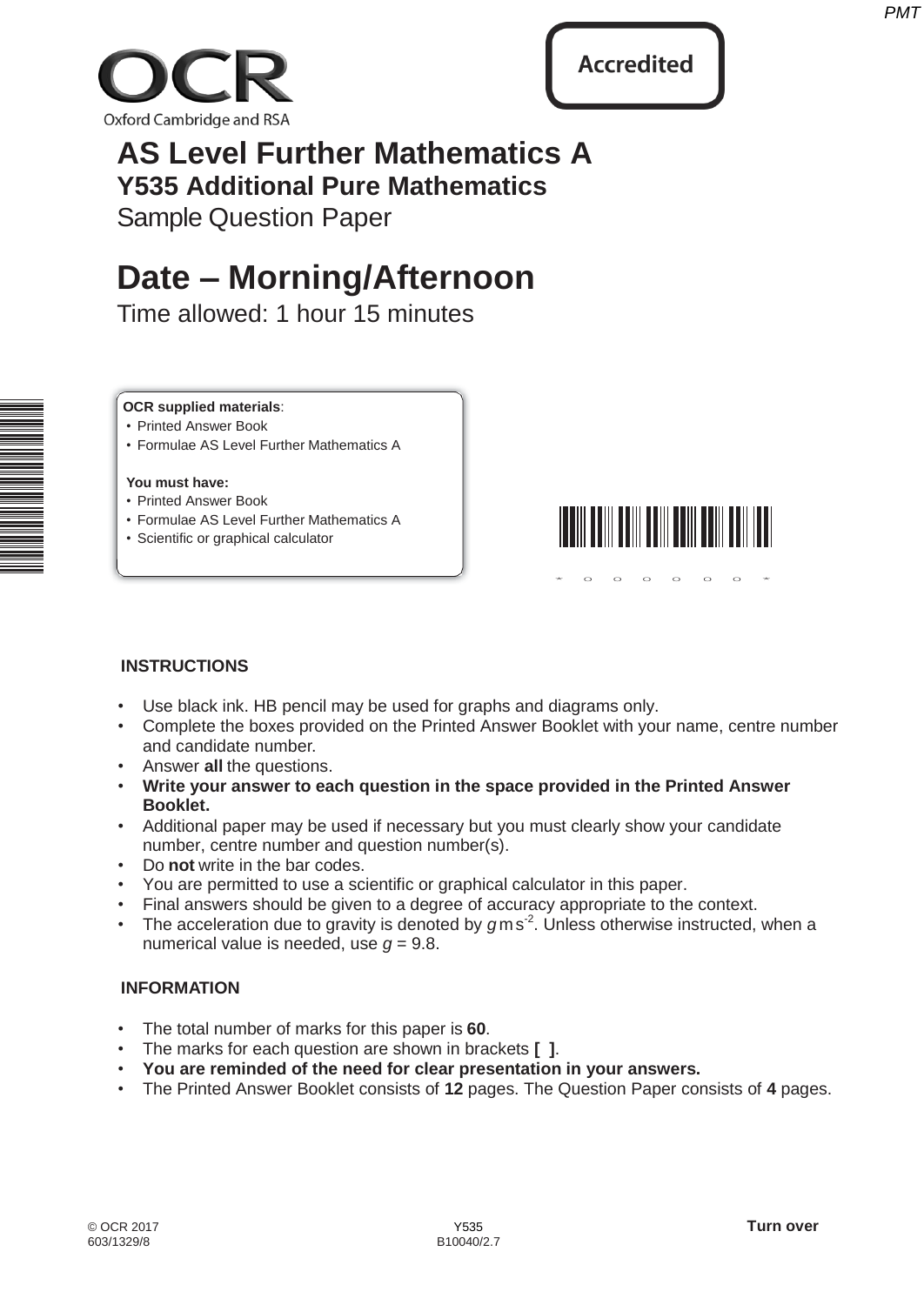OCR
Oxford Cambridge and RSA

Accredited

# AS Level Further Mathematics A

## Y535 Additional Pure Mathematics

Sample Question Paper

# Date – Morning/Afternoon

Time allowed: 1 hour 15 minutes

**OCR supplied materials**:
- Printed Answer Book
- Formulae AS Level Further Mathematics A

**You must have:**
- Printed Answer Book
- Formulae AS Level Further Mathematics A
- Scientific or graphical calculator

## INSTRUCTIONS

- Use black ink. HB pencil may be used for graphs and diagrams only.
- Complete the boxes provided on the Printed Answer Booklet with your name, centre number and candidate number.
- Answer **all** the questions.
- **Write your answer to each question in the space provided in the Printed Answer Booklet.**
- Additional paper may be used if necessary but you must clearly show your candidate number, centre number and question number(s).
- Do **not** write in the bar codes.
- You are permitted to use a scientific or graphical calculator in this paper.
- Final answers should be given to a degree of accuracy appropriate to the context.
- The acceleration due to gravity is denoted by $g\,\text{m s}^{-2}$. Unless otherwise instructed, when a numerical value is needed, use $g = 9.8$.

## INFORMATION

- The total number of marks for this paper is **60**.
- The marks for each question are shown in brackets **[ ]**.
- **You are reminded of the need for clear presentation in your answers.**
- The Printed Answer Booklet consists of **12** pages. The Question Paper consists of **4** pages.

© OCR 2017 603/1329/8 Y535 B10040/2.7 **Turn over**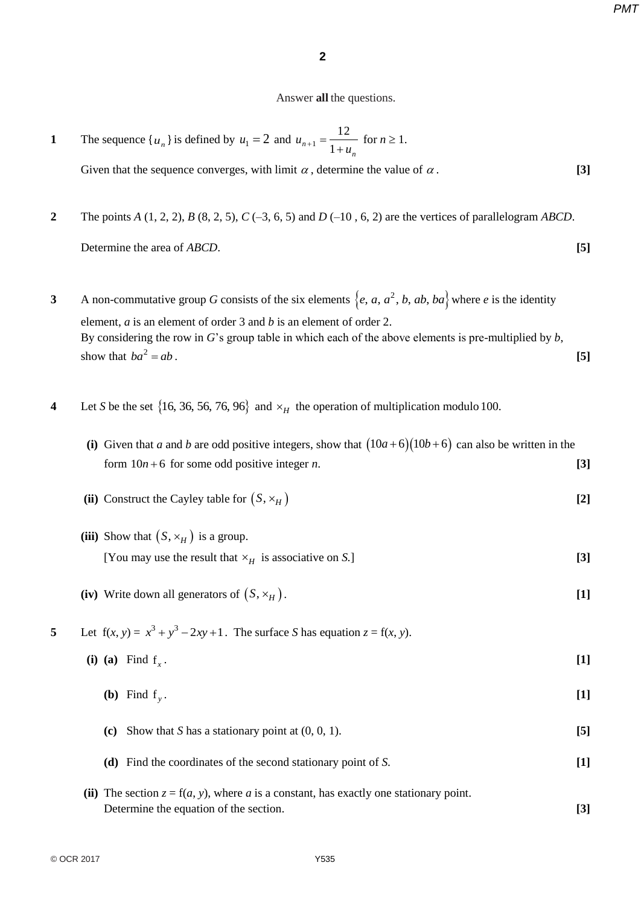Answer **all** the questions.

**1** The sequence $\{u_n\}$ is defined by $u_1 = 2$ and $u_{n+1} = \dfrac{12}{1+u_n}$ for $n \geq 1$.

Given that the sequence converges, with limit $\alpha$, determine the value of $\alpha$. **[3]**

**2** The points $A$ (1, 2, 2), $B$ (8, 2, 5), $C$ (–3, 6, 5) and $D$ (–10 , 6, 2) are the vertices of parallelogram $ABCD$.

Determine the area of $ABCD$. **[5]**

**3** A non-commutative group $G$ consists of the six elements $\{e, a, a^2, b, ab, ba\}$ where $e$ is the identity element, $a$ is an element of order 3 and $b$ is an element of order 2.
By considering the row in $G$'s group table in which each of the above elements is pre-multiplied by $b$, show that $ba^2 = ab$. **[5]**

**4** Let $S$ be the set $\{16, 36, 56, 76, 96\}$ and $\times_H$ the operation of multiplication modulo 100.

**(i)** Given that $a$ and $b$ are odd positive integers, show that $(10a+6)(10b+6)$ can also be written in the form $10n+6$ for some odd positive integer $n$. **[3]**

**(ii)** Construct the Cayley table for $(S, \times_H)$ **[2]**

**(iii)** Show that $(S, \times_H)$ is a group.
[You may use the result that $\times_H$ is associative on $S$.] **[3]**

**(iv)** Write down all generators of $(S, \times_H)$. **[1]**

**5** Let $f(x, y) = x^3 + y^3 - 2xy + 1$. The surface $S$ has equation $z = f(x, y)$.

**(i) (a)** Find $f_x$. **[1]**

**(b)** Find $f_y$. **[1]**

**(c)** Show that $S$ has a stationary point at (0, 0, 1). **[5]**

**(d)** Find the coordinates of the second stationary point of $S$. **[1]**

**(ii)** The section $z = f(a, y)$, where $a$ is a constant, has exactly one stationary point.
Determine the equation of the section. **[3]**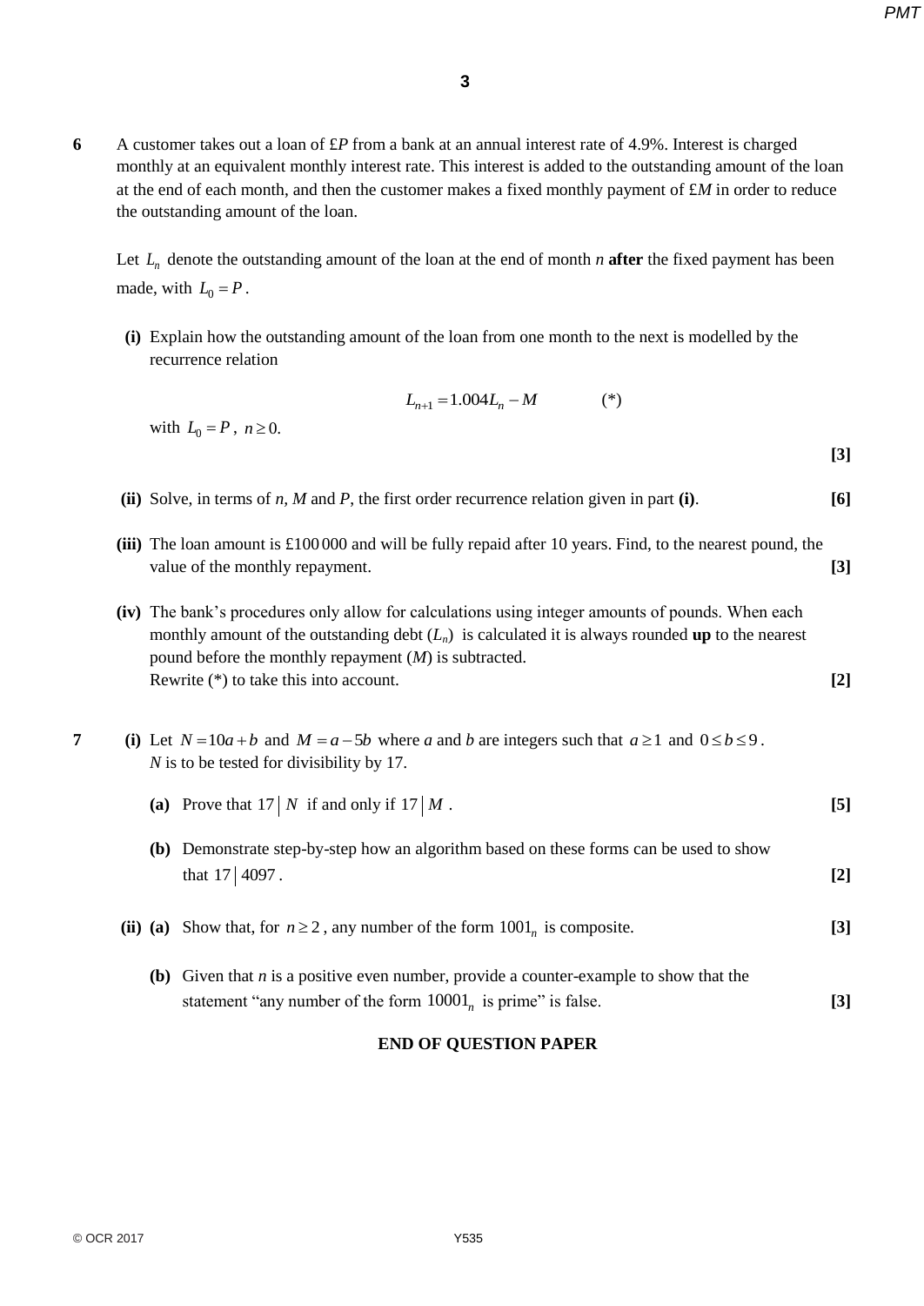**6** A customer takes out a loan of £$P$ from a bank at an annual interest rate of 4.9%. Interest is charged monthly at an equivalent monthly interest rate. This interest is added to the outstanding amount of the loan at the end of each month, and then the customer makes a fixed monthly payment of £$M$ in order to reduce the outstanding amount of the loan.

Let $L_n$ denote the outstanding amount of the loan at the end of month $n$ **after** the fixed payment has been made, with $L_0 = P$.

**(i)** Explain how the outstanding amount of the loan from one month to the next is modelled by the recurrence relation

$$L_{n+1} = 1.004L_n - M \qquad (*)$$

with $L_0 = P$, $n \geq 0$. **[3]**

**(ii)** Solve, in terms of $n$, $M$ and $P$, the first order recurrence relation given in part **(i)**. **[6]**

**(iii)** The loan amount is £100 000 and will be fully repaid after 10 years. Find, to the nearest pound, the value of the monthly repayment. **[3]**

**(iv)** The bank's procedures only allow for calculations using integer amounts of pounds. When each monthly amount of the outstanding debt ($L_n$) is calculated it is always rounded **up** to the nearest pound before the monthly repayment ($M$) is subtracted.
Rewrite (*) to take this into account. **[2]**

**7** **(i)** Let $N = 10a + b$ and $M = a - 5b$ where $a$ and $b$ are integers such that $a \geq 1$ and $0 \leq b \leq 9$.
$N$ is to be tested for divisibility by 17.

**(a)** Prove that $17 \mid N$ if and only if $17 \mid M$. **[5]**

**(b)** Demonstrate step-by-step how an algorithm based on these forms can be used to show that $17 \mid 4097$. **[2]**

**(ii)** **(a)** Show that, for $n \geq 2$, any number of the form $1001_n$ is composite. **[3]**

**(b)** Given that $n$ is a positive even number, provide a counter-example to show that the statement "any number of the form $10001_n$ is prime" is false. **[3]**

**END OF QUESTION PAPER**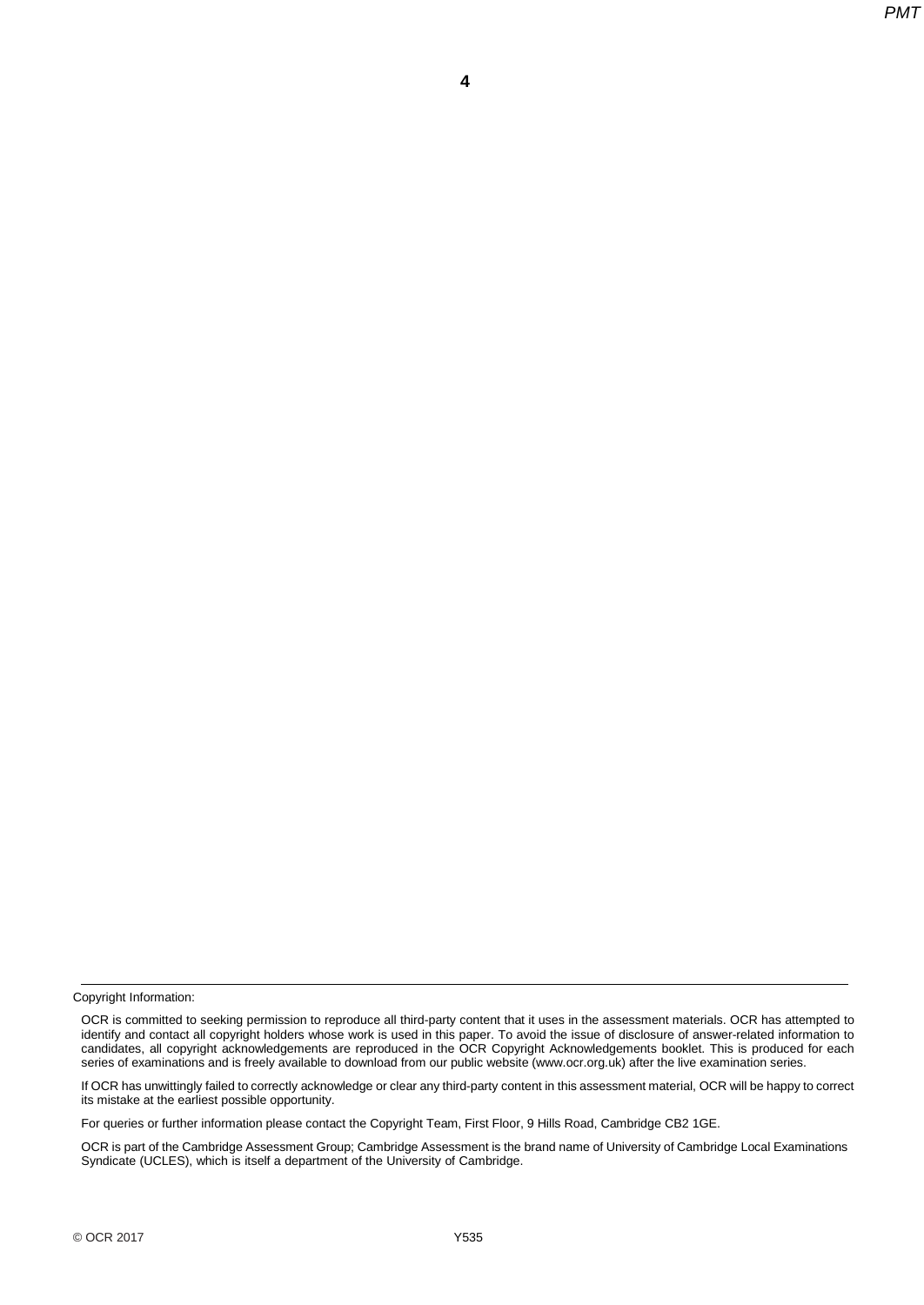Copyright Information:

OCR is committed to seeking permission to reproduce all third-party content that it uses in the assessment materials. OCR has attempted to identify and contact all copyright holders whose work is used in this paper. To avoid the issue of disclosure of answer-related information to candidates, all copyright acknowledgements are reproduced in the OCR Copyright Acknowledgements booklet. This is produced for each series of examinations and is freely available to download from our public website (www.ocr.org.uk) after the live examination series.

If OCR has unwittingly failed to correctly acknowledge or clear any third-party content in this assessment material, OCR will be happy to correct its mistake at the earliest possible opportunity.

For queries or further information please contact the Copyright Team, First Floor, 9 Hills Road, Cambridge CB2 1GE.

OCR is part of the Cambridge Assessment Group; Cambridge Assessment is the brand name of University of Cambridge Local Examinations Syndicate (UCLES), which is itself a department of the University of Cambridge.

© OCR 2017 Y535